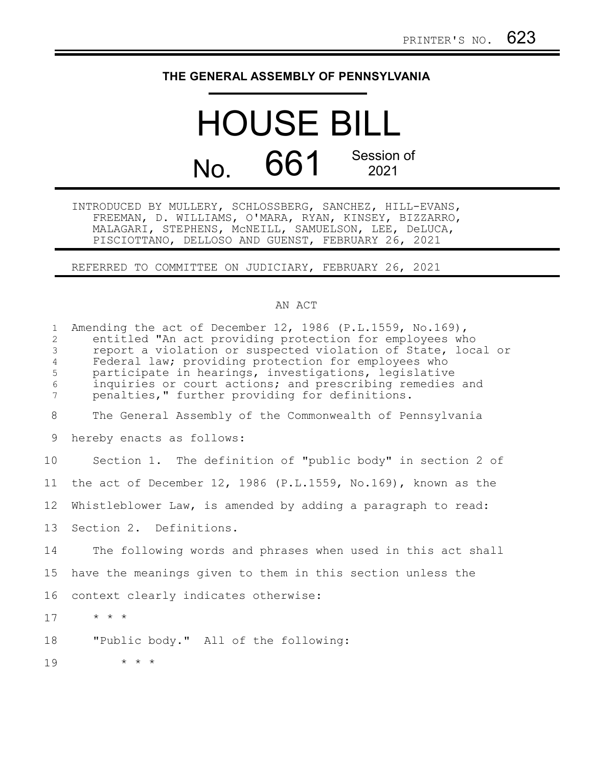PRINTER'S NO. 623

# THE GENERAL ASSEMBLY OF PENNSYLVANIA

# HOUSE BILL

## No. 661 Session of 2021

INTRODUCED BY MULLERY, SCHLOSSBERG, SANCHEZ, HILL-EVANS, FREEMAN, D. WILLIAMS, O'MARA, RYAN, KINSEY, BIZZARRO, MALAGARI, STEPHENS, McNEILL, SAMUELSON, LEE, DeLUCA, PISCIOTTANO, DELLOSO AND GUENST, FEBRUARY 26, 2021

REFERRED TO COMMITTEE ON JUDICIARY, FEBRUARY 26, 2021

AN ACT

Amending the act of December 12, 1986 (P.L.1559, No.169), entitled "An act providing protection for employees who report a violation or suspected violation of State, local or Federal law; providing protection for employees who participate in hearings, investigations, legislative inquiries or court actions; and prescribing remedies and penalties," further providing for definitions.

The General Assembly of the Commonwealth of Pennsylvania hereby enacts as follows:

Section 1. The definition of "public body" in section 2 of the act of December 12, 1986 (P.L.1559, No.169), known as the Whistleblower Law, is amended by adding a paragraph to read:

Section 2. Definitions.

The following words and phrases when used in this act shall have the meanings given to them in this section unless the context clearly indicates otherwise:

\* \* \*

"Public body." All of the following:

\* \* \*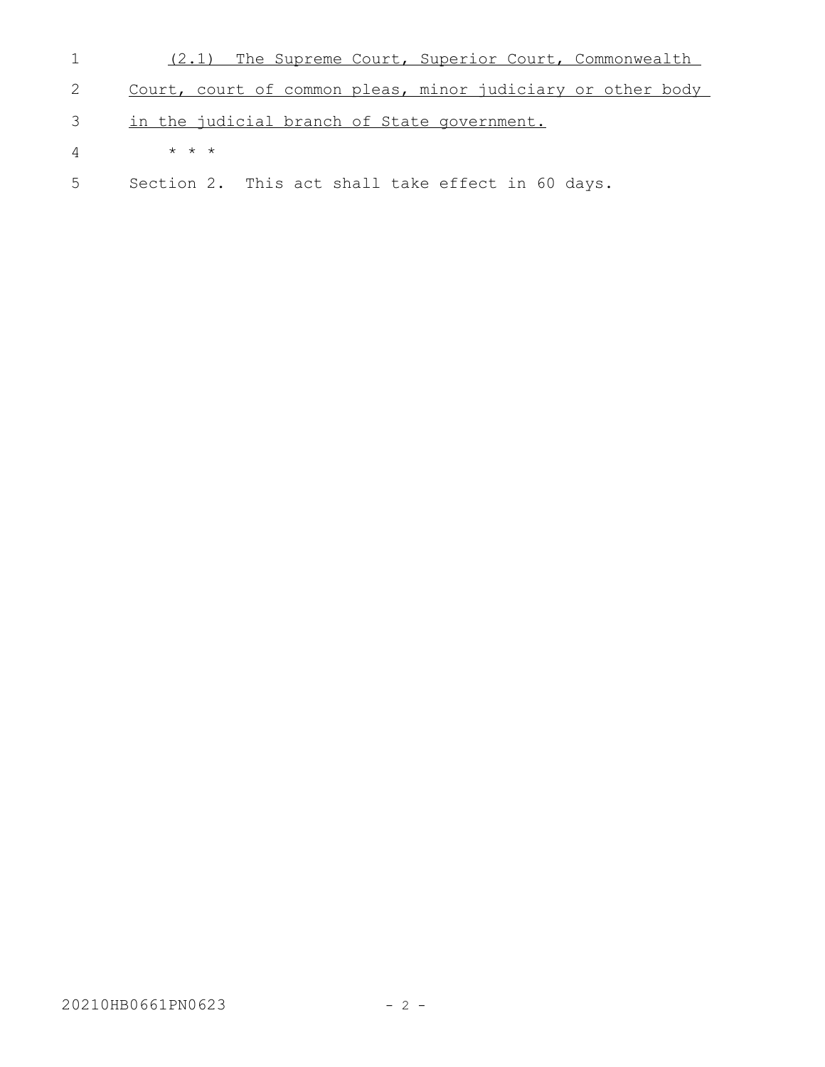(2.1) The Supreme Court, Superior Court, Commonwealth Court, court of common pleas, minor judiciary or other body in the judicial branch of State government.

* * *

Section 2. This act shall take effect in 60 days.